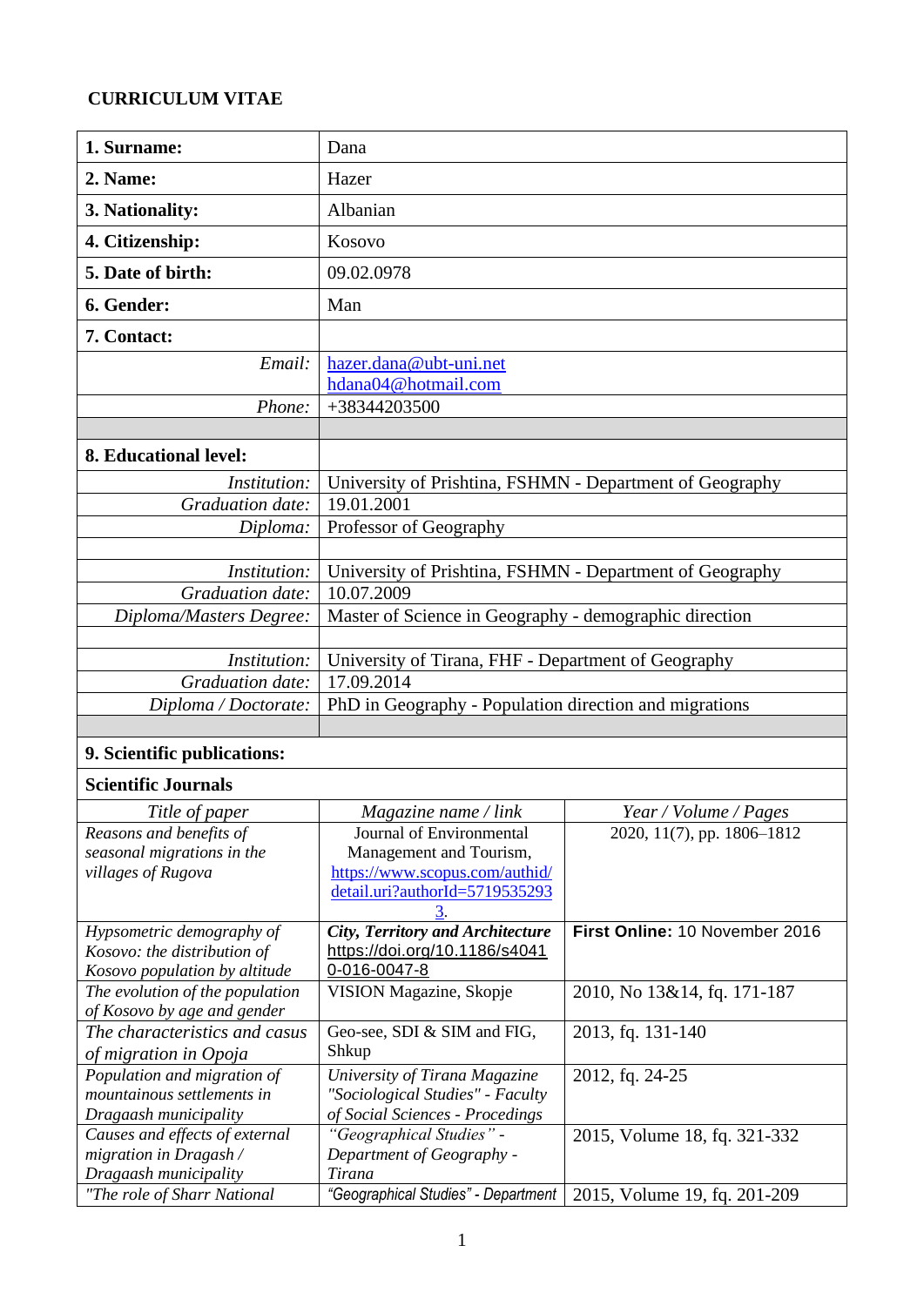**CURRICULUM VITAE**

| | | |
|---|---|---|
| **1. Surname:** | Dana | |
| **2. Name:** | Hazer | |
| **3. Nationality:** | Albanian | |
| **4. Citizenship:** | Kosovo | |
| **5. Date of birth:** | 09.02.0978 | |
| **6. Gender:** | Man | |
| **7. Contact:** | | |
| *Email:* | hazer.dana@ubt-uni.net<br>hdana04@hotmail.com | |
| *Phone:* | +38344203500 | |
| | | |
| **8. Educational level:** | | |
| *Institution:* | University of Prishtina, FSHMN - Department of Geography | |
| *Graduation date:* | 19.01.2001 | |
| *Diploma:* | Professor of Geography | |
| | | |
| *Institution:* | University of Prishtina, FSHMN - Department of Geography | |
| *Graduation date:* | 10.07.2009 | |
| *Diploma/Masters Degree:* | Master of Science in Geography - demographic direction | |
| | | |
| *Institution:* | University of Tirana, FHF - Department of Geography | |
| *Graduation date:* | 17.09.2014 | |
| *Diploma / Doctorate:* | PhD in Geography - Population direction and migrations | |
| | | |
| **9. Scientific publications:** | | |
| **Scientific Journals** | | |
| *Title of paper* | *Magazine name / link* | *Year / Volume / Pages* |
| *Reasons and benefits of seasonal migrations in the villages of Rugova* | Journal of Environmental Management and Tourism, https://www.scopus.com/authid/detail.uri?authorId=57195352933. | 2020, 11(7), pp. 1806–1812 |
| *Hypsometric demography of Kosovo: the distribution of Kosovo population by altitude* | ***City, Territory and Architecture*** https://doi.org/10.1186/s40410-016-0047-8 | **First Online:** 10 November 2016 |
| *The evolution of the population of Kosovo by age and gender* | VISION Magazine, Skopje | 2010, No 13&14, fq. 171-187 |
| *The characteristics and casus of migration in Opoja* | Geo-see, SDI & SIM and FIG, Shkup | 2013, fq. 131-140 |
| *Population and migration of mountainous settlements in Dragaash municipality* | *University of Tirana Magazine "Sociological Studies" - Faculty of Social Sciences - Procedings* | 2012, fq. 24-25 |
| *Causes and effects of external migration in Dragash / Dragaash municipality* | *"Geographical Studies" - Department of Geography - Tirana* | 2015, Volume 18, fq. 321-332 |
| *"The role of Sharr National* | *"Geographical Studies" - Department* | 2015, Volume 19, fq. 201-209 |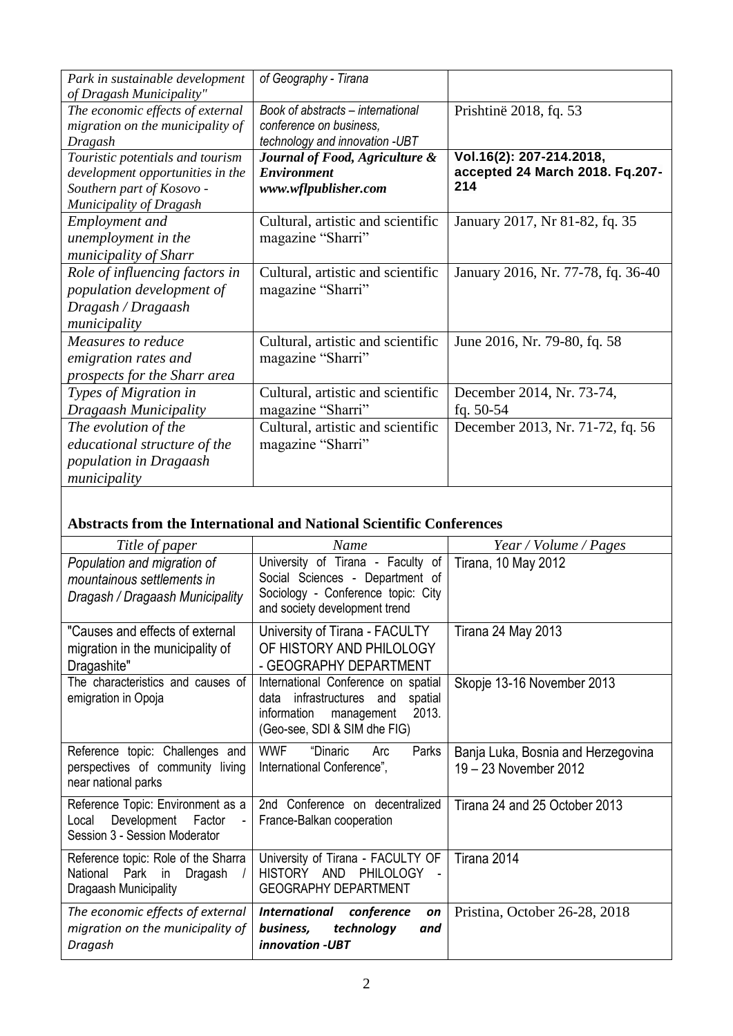| | | |
|---|---|---|
| *Park in sustainable development of Dragash Municipality"* | *of Geography - Tirana* | |
| *The economic effects of external migration on the municipality of Dragash* | *Book of abstracts – international conference on business, technology and innovation -UBT* | Prishtinë 2018, fq. 53 |
| *Touristic potentials and tourism development opportunities in the Southern part of Kosovo - Municipality of Dragash* | ***Journal of Food, Agriculture & Environment www.wflpublisher.com*** | **Vol.16(2): 207-214.2018, accepted 24 March 2018. Fq.207-214** |
| *Employment and unemployment in the municipality of Sharr* | Cultural, artistic and scientific magazine "Sharri" | January 2017, Nr 81-82, fq. 35 |
| *Role of influencing factors in population development of Dragash / Dragaash municipality* | Cultural, artistic and scientific magazine "Sharri" | January 2016, Nr. 77-78, fq. 36-40 |
| *Measures to reduce emigration rates and prospects for the Sharr area* | Cultural, artistic and scientific magazine "Sharri" | June 2016, Nr. 79-80, fq. 58 |
| *Types of Migration in Dragaash Municipality* | Cultural, artistic and scientific magazine "Sharri" | December 2014, Nr. 73-74, fq. 50-54 |
| *The evolution of the educational structure of the population in Dragaash municipality* | Cultural, artistic and scientific magazine "Sharri" | December 2013, Nr. 71-72, fq. 56 |

**Abstracts from the International and National Scientific Conferences**

| *Title of paper* | *Name* | *Year / Volume / Pages* |
|---|---|---|
| *Population and migration of mountainous settlements in Dragash / Dragaash Municipality* | University of Tirana - Faculty of Social Sciences - Department of Sociology - Conference topic: City and society development trend | Tirana, 10 May 2012 |
| "Causes and effects of external migration in the municipality of Dragashite" | University of Tirana - FACULTY OF HISTORY AND PHILOLOGY - GEOGRAPHY DEPARTMENT | Tirana 24 May 2013 |
| The characteristics and causes of emigration in Opoja | International Conference on spatial data infrastructures and spatial information management 2013. (Geo-see, SDI & SIM dhe FIG) | Skopje 13-16 November 2013 |
| Reference topic: Challenges and perspectives of community living near national parks | WWF "Dinaric Arc Parks International Conference", | Banja Luka, Bosnia and Herzegovina 19 – 23 November 2012 |
| Reference Topic: Environment as a Local Development Factor - Session 3 - Session Moderator | 2nd Conference on decentralized France-Balkan cooperation | Tirana 24 and 25 October 2013 |
| Reference topic: Role of the Sharra National Park in Dragash / Dragaash Municipality | University of Tirana - FACULTY OF HISTORY AND PHILOLOGY - GEOGRAPHY DEPARTMENT | Tirana 2014 |
| *The economic effects of external migration on the municipality of Dragash* | ***International conference on business, technology and innovation -UBT*** | Pristina, October 26-28, 2018 |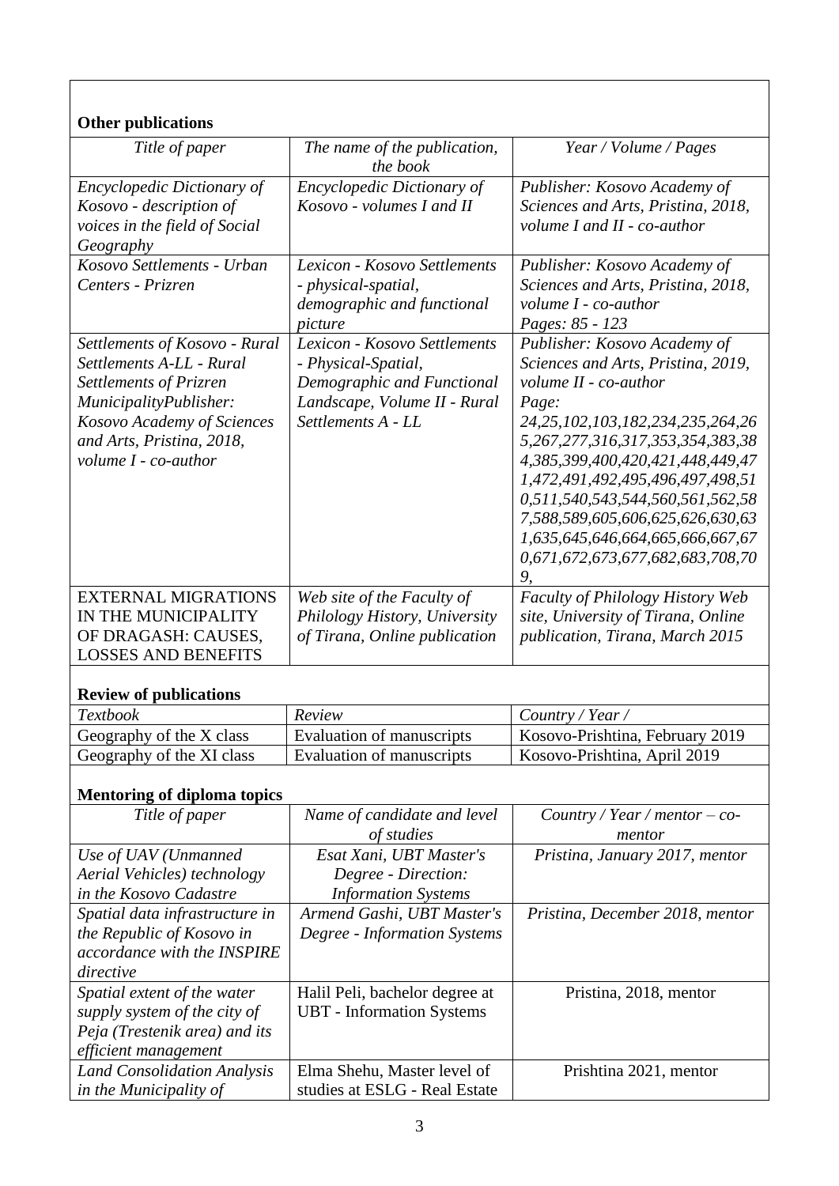**Other publications**

| *Title of paper* | *The name of the publication, the book* | *Year / Volume / Pages* |
|---|---|---|
| *Encyclopedic Dictionary of Kosovo - description of voices in the field of Social Geography* | *Encyclopedic Dictionary of Kosovo - volumes I and II* | *Publisher: Kosovo Academy of Sciences and Arts, Pristina, 2018, volume I and II - co-author* |
| *Kosovo Settlements - Urban Centers - Prizren* | *Lexicon - Kosovo Settlements - physical-spatial, demographic and functional picture* | *Publisher: Kosovo Academy of Sciences and Arts, Pristina, 2018, volume I - co-author Pages: 85 - 123* |
| *Settlements of Kosovo - Rural Settlements A-LL - Rural Settlements of Prizren MunicipalityPublisher: Kosovo Academy of Sciences and Arts, Pristina, 2018, volume I - co-author* | *Lexicon - Kosovo Settlements - Physical-Spatial, Demographic and Functional Landscape, Volume II - Rural Settlements A - LL* | *Publisher: Kosovo Academy of Sciences and Arts, Pristina, 2019, volume II - co-author Page: 24,25,102,103,182,234,235,264,265,267,277,316,317,353,354,383,384,385,399,400,420,421,448,449,471,472,491,492,495,496,497,498,510,511,540,543,544,560,561,562,587,588,589,605,606,625,626,630,631,635,645,646,664,665,666,667,670,671,672,673,677,682,683,708,709,* |
| EXTERNAL MIGRATIONS IN THE MUNICIPALITY OF DRAGASH: CAUSES, LOSSES AND BENEFITS | *Web site of the Faculty of Philology History, University of Tirana, Online publication* | *Faculty of Philology History Web site, University of Tirana, Online publication, Tirana, March 2015* |

**Review of publications**

| *Textbook* | *Review* | *Country / Year /* |
|---|---|---|
| Geography of the X class | Evaluation of manuscripts | Kosovo-Prishtina, February 2019 |
| Geography of the XI class | Evaluation of manuscripts | Kosovo-Prishtina, April 2019 |

**Mentoring of diploma topics**

| *Title of paper* | *Name of candidate and level of studies* | *Country / Year / mentor – co-mentor* |
|---|---|---|
| *Use of UAV (Unmanned Aerial Vehicles) technology in the Kosovo Cadastre* | *Esat Xani, UBT Master's Degree - Direction: Information Systems* | *Pristina, January 2017, mentor* |
| *Spatial data infrastructure in the Republic of Kosovo in accordance with the INSPIRE directive* | *Armend Gashi, UBT Master's Degree - Information Systems* | *Pristina, December 2018, mentor* |
| *Spatial extent of the water supply system of the city of Peja (Trestenik area) and its efficient management* | Halil Peli, bachelor degree at UBT - Information Systems | Pristina, 2018, mentor |
| *Land Consolidation Analysis in the Municipality of* | Elma Shehu, Master level of studies at ESLG - Real Estate | Prishtina 2021, mentor |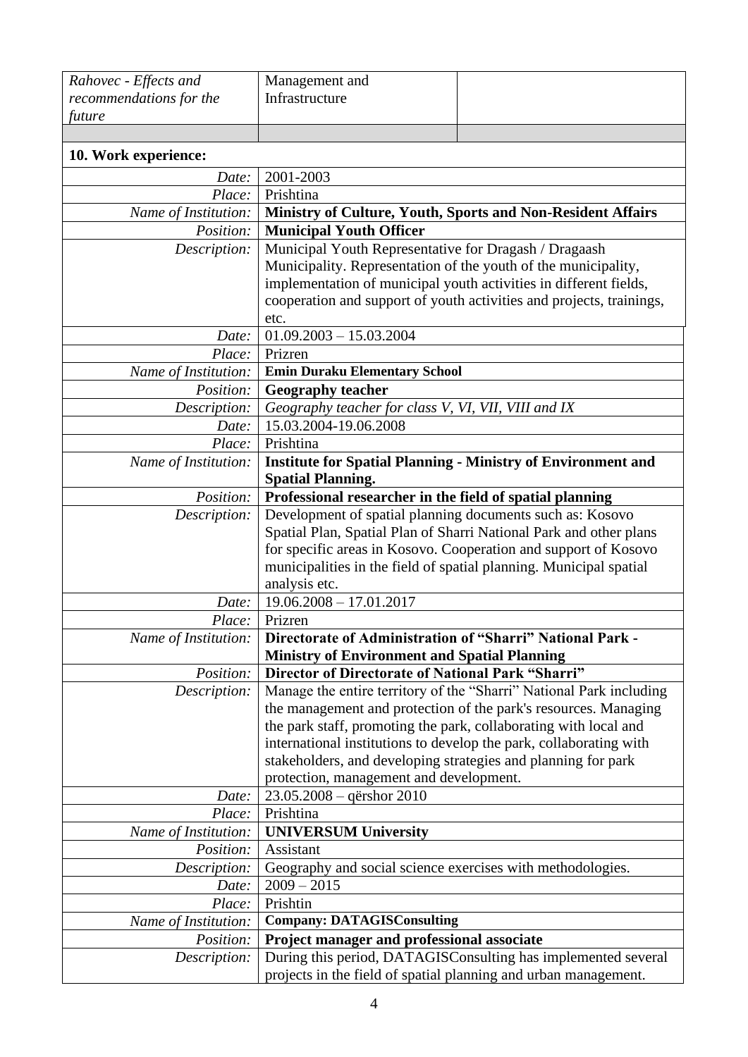| *Rahovec - Effects and recommendations for the future* | Management and Infrastructure | |
|---|---|---|
| | | |

**10. Work experience:**

| | |
|---|---|
| *Date:* | 2001-2003 |
| *Place:* | Prishtina |
| *Name of Institution:* | **Ministry of Culture, Youth, Sports and Non-Resident Affairs** |
| *Position:* | **Municipal Youth Officer** |
| *Description:* | Municipal Youth Representative for Dragash / Dragaash Municipality. Representation of the youth of the municipality, implementation of municipal youth activities in different fields, cooperation and support of youth activities and projects, trainings, etc. |
| *Date:* | 01.09.2003 – 15.03.2004 |
| *Place:* | Prizren |
| *Name of Institution:* | **Emin Duraku Elementary School** |
| *Position:* | **Geography teacher** |
| *Description:* | *Geography teacher for class V, VI, VII, VIII and IX* |
| *Date:* | 15.03.2004-19.06.2008 |
| *Place:* | Prishtina |
| *Name of Institution:* | **Institute for Spatial Planning - Ministry of Environment and Spatial Planning.** |
| *Position:* | **Professional researcher in the field of spatial planning** |
| *Description:* | Development of spatial planning documents such as: Kosovo Spatial Plan, Spatial Plan of Sharri National Park and other plans for specific areas in Kosovo. Cooperation and support of Kosovo municipalities in the field of spatial planning. Municipal spatial analysis etc. |
| *Date:* | 19.06.2008 – 17.01.2017 |
| *Place:* | Prizren |
| *Name of Institution:* | **Directorate of Administration of "Sharri" National Park - Ministry of Environment and Spatial Planning** |
| *Position:* | **Director of Directorate of National Park "Sharri"** |
| *Description:* | Manage the entire territory of the "Sharri" National Park including the management and protection of the park's resources. Managing the park staff, promoting the park, collaborating with local and international institutions to develop the park, collaborating with stakeholders, and developing strategies and planning for park protection, management and development. |
| *Date:* | 23.05.2008 – qërshor 2010 |
| *Place:* | Prishtina |
| *Name of Institution:* | **UNIVERSUM University** |
| *Position:* | Assistant |
| *Description:* | Geography and social science exercises with methodologies. |
| *Date:* | 2009 – 2015 |
| *Place:* | Prishtin |
| *Name of Institution:* | **Company: DATAGISConsulting** |
| *Position:* | **Project manager and professional associate** |
| *Description:* | During this period, DATAGISConsulting has implemented several projects in the field of spatial planning and urban management. |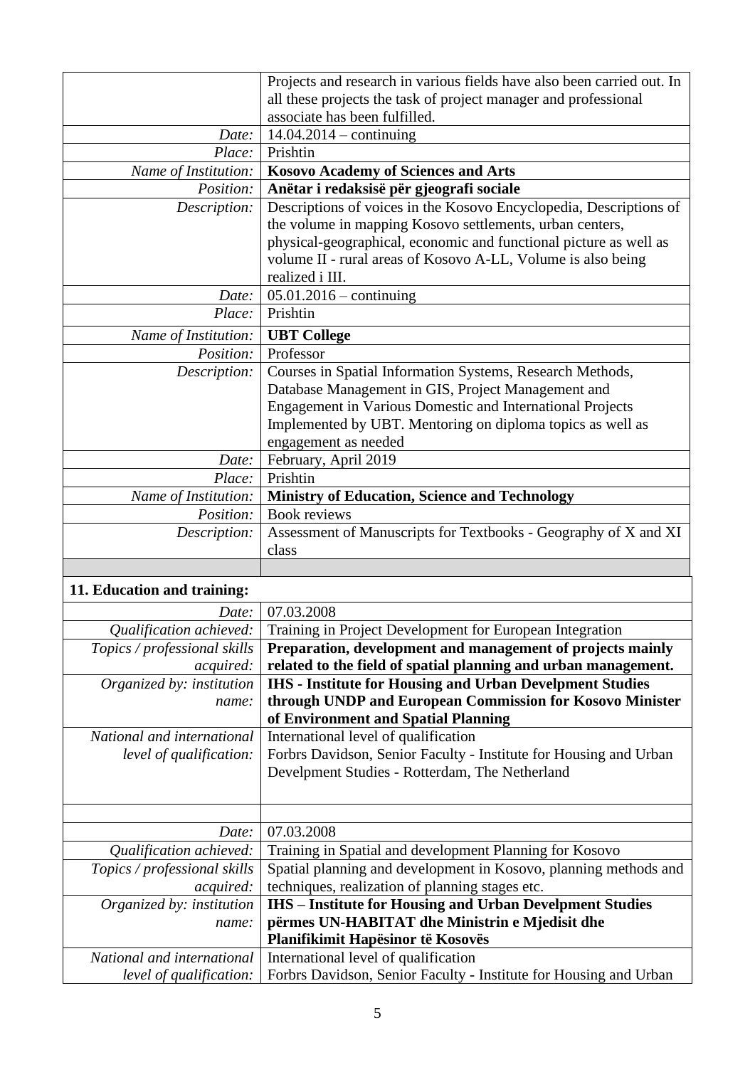| | |
|---|---|
| | Projects and research in various fields have also been carried out. In all these projects the task of project manager and professional associate has been fulfilled. |
| *Date:* | 14.04.2014 – continuing |
| *Place:* | Prishtin |
| *Name of Institution:* | **Kosovo Academy of Sciences and Arts** |
| *Position:* | **Anëtar i redaksisë për gjeografi sociale** |
| *Description:* | Descriptions of voices in the Kosovo Encyclopedia, Descriptions of the volume in mapping Kosovo settlements, urban centers, physical-geographical, economic and functional picture as well as volume II - rural areas of Kosovo A-LL, Volume is also being realized i III. |
| *Date:* | 05.01.2016 – continuing |
| *Place:* | Prishtin |
| *Name of Institution:* | **UBT College** |
| *Position:* | Professor |
| *Description:* | Courses in Spatial Information Systems, Research Methods, Database Management in GIS, Project Management and Engagement in Various Domestic and International Projects Implemented by UBT. Mentoring on diploma topics as well as engagement as needed |
| *Date:* | February, April 2019 |
| *Place:* | Prishtin |
| *Name of Institution:* | **Ministry of Education, Science and Technology** |
| *Position:* | Book reviews |
| *Description:* | Assessment of Manuscripts for Textbooks - Geography of X and XI class |
| | |

**11. Education and training:**

| | |
|---|---|
| *Date:* | 07.03.2008 |
| *Qualification achieved:* | Training in Project Development for European Integration |
| *Topics / professional skills acquired:* | **Preparation, development and management of projects mainly related to the field of spatial planning and urban management.** |
| *Organized by: institution name:* | **IHS - Institute for Housing and Urban Develpment Studies through UNDP and European Commission for Kosovo Minister of Environment and Spatial Planning** |
| *National and international level of qualification:* | International level of qualification<br>Forbrs Davidson, Senior Faculty - Institute for Housing and Urban Develpment Studies - Rotterdam, The Netherland |
| | |
| *Date:* | 07.03.2008 |
| *Qualification achieved:* | Training in Spatial and development Planning for Kosovo |
| *Topics / professional skills acquired:* | Spatial planning and development in Kosovo, planning methods and techniques, realization of planning stages etc. |
| *Organized by: institution name:* | **IHS – Institute for Housing and Urban Develpment Studies përmes UN-HABITAT dhe Ministrin e Mjedisit dhe Planifikimit Hapësinor të Kosovës** |
| *National and international level of qualification:* | International level of qualification<br>Forbrs Davidson, Senior Faculty - Institute for Housing and Urban |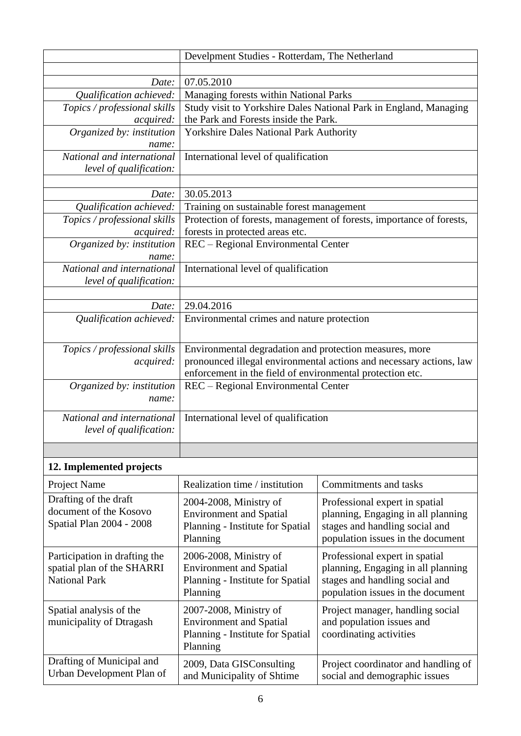| | |
|---|---|
| | Develpment Studies - Rotterdam, The Netherland |
| | |
| *Date:* | 07.05.2010 |
| *Qualification achieved:* | Managing forests within National Parks |
| *Topics / professional skills acquired:* | Study visit to Yorkshire Dales National Park in England, Managing the Park and Forests inside the Park. |
| *Organized by: institution name:* | Yorkshire Dales National Park Authority |
| *National and international level of qualification:* | International level of qualification |
| | |
| *Date:* | 30.05.2013 |
| *Qualification achieved:* | Training on sustainable forest management |
| *Topics / professional skills acquired:* | Protection of forests, management of forests, importance of forests, forests in protected areas etc. |
| *Organized by: institution name:* | REC – Regional Environmental Center |
| *National and international level of qualification:* | International level of qualification |
| | |
| *Date:* | 29.04.2016 |
| *Qualification achieved:* | Environmental crimes and nature protection |
| *Topics / professional skills acquired:* | Environmental degradation and protection measures, more pronounced illegal environmental actions and necessary actions, law enforcement in the field of environmental protection etc. |
| *Organized by: institution name:* | REC – Regional Environmental Center |
| *National and international level of qualification:* | International level of qualification |
| | |

**12. Implemented projects**

| Project Name | Realization time / institution | Commitments and tasks |
|---|---|---|
| Drafting of the draft document of the Kosovo Spatial Plan 2004 - 2008 | 2004-2008, Ministry of Environment and Spatial Planning - Institute for Spatial Planning | Professional expert in spatial planning, Engaging in all planning stages and handling social and population issues in the document |
| Participation in drafting the spatial plan of the SHARRI National Park | 2006-2008, Ministry of Environment and Spatial Planning - Institute for Spatial Planning | Professional expert in spatial planning, Engaging in all planning stages and handling social and population issues in the document |
| Spatial analysis of the municipality of Dtragash | 2007-2008, Ministry of Environment and Spatial Planning - Institute for Spatial Planning | Project manager, handling social and population issues and coordinating activities |
| Drafting of Municipal and Urban Development Plan of | 2009, Data GISConsulting and Municipality of Shtime | Project coordinator and handling of social and demographic issues |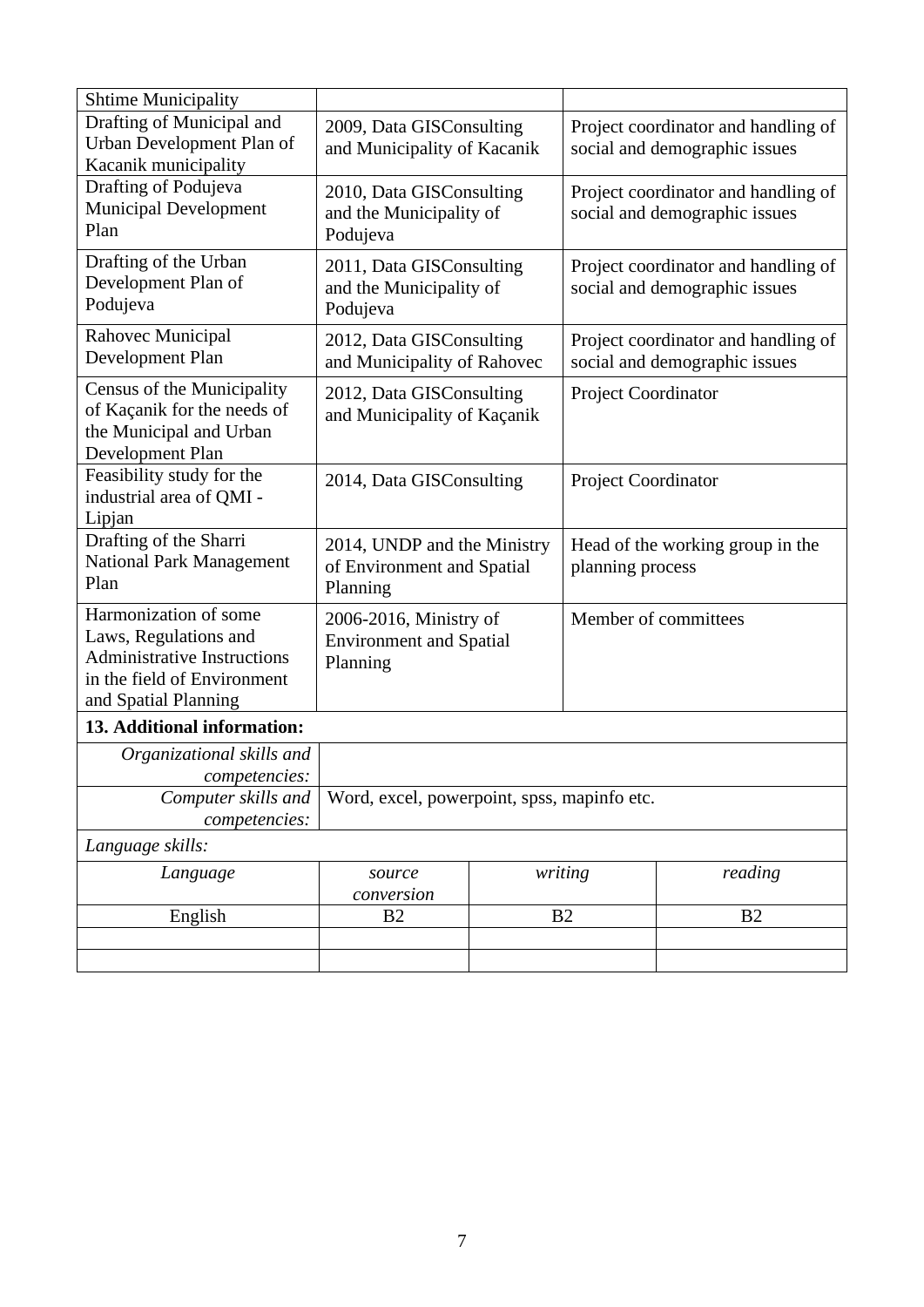| | | |
|---|---|---|
| Shtime Municipality | | |
| Drafting of Municipal and Urban Development Plan of Kacanik municipality | 2009, Data GISConsulting and Municipality of Kacanik | Project coordinator and handling of social and demographic issues |
| Drafting of Podujeva Municipal Development Plan | 2010, Data GISConsulting and the Municipality of Podujeva | Project coordinator and handling of social and demographic issues |
| Drafting of the Urban Development Plan of Podujeva | 2011, Data GISConsulting and the Municipality of Podujeva | Project coordinator and handling of social and demographic issues |
| Rahovec Municipal Development Plan | 2012, Data GISConsulting and Municipality of Rahovec | Project coordinator and handling of social and demographic issues |
| Census of the Municipality of Kaçanik for the needs of the Municipal and Urban Development Plan | 2012, Data GISConsulting and Municipality of Kaçanik | Project Coordinator |
| Feasibility study for the industrial area of QMI - Lipjan | 2014, Data GISConsulting | Project Coordinator |
| Drafting of the Sharri National Park Management Plan | 2014, UNDP and the Ministry of Environment and Spatial Planning | Head of the working group in the planning process |
| Harmonization of some Laws, Regulations and Administrative Instructions in the field of Environment and Spatial Planning | 2006-2016, Ministry of Environment and Spatial Planning | Member of committees |

**13. Additional information:**

| | |
|---|---|
| *Organizational skills and competencies:* | |
| *Computer skills and competencies:* | Word, excel, powerpoint, spss, mapinfo etc. |

*Language skills:*

| *Language* | *source conversion* | *writing* | *reading* |
|---|---|---|---|
| English | B2 | B2 | B2 |
| | | | |
| | | | |